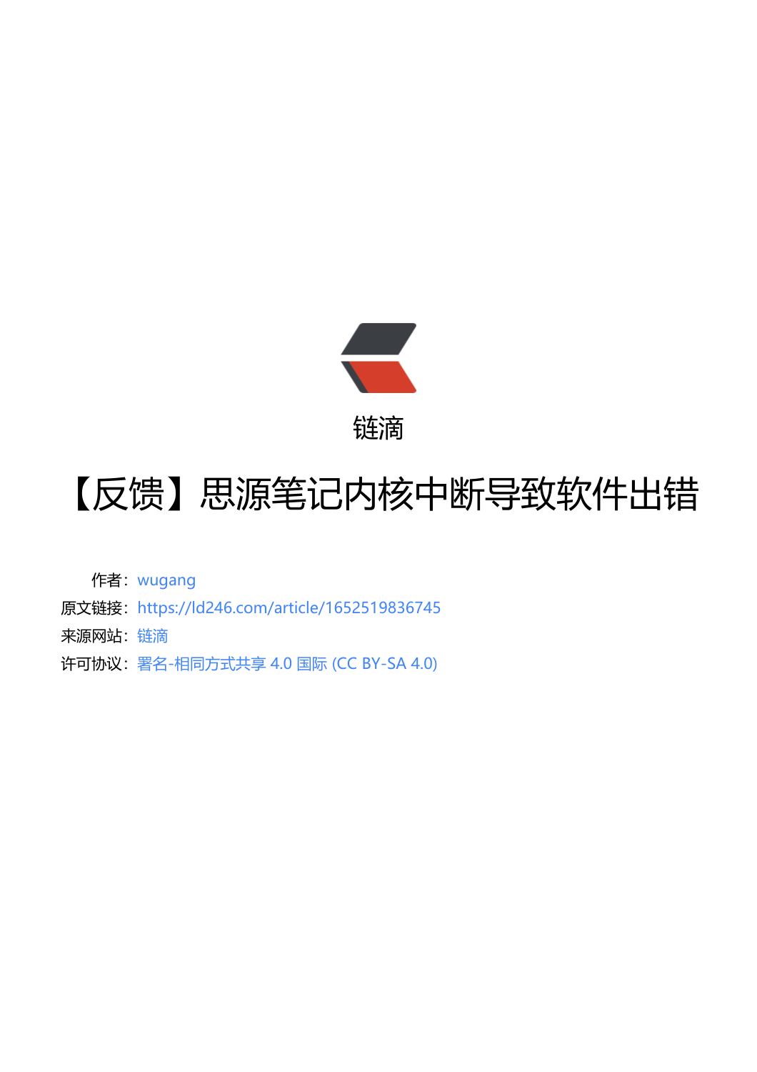链滴

# 【反馈】思源笔记内核中断导致软件出错

作者：wugang

原文链接：https://ld246.com/article/1652519836745

来源网站：链滴

许可协议：署名-相同方式共享 4.0 国际 (CC BY-SA 4.0)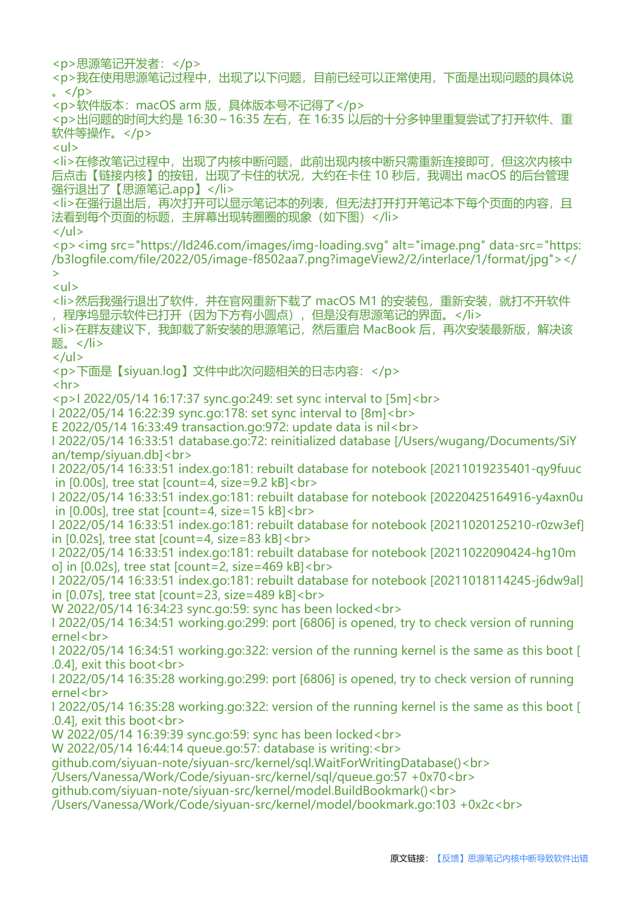<p>思源笔记开发者：</p>
<p>我在使用思源笔记过程中，出现了以下问题，目前已经可以正常使用，下面是出现问题的具体说
。</p>
<p>软件版本：macOS arm 版，具体版本号不记得了</p>
<p>出问题的时间大约是 16:30 ~ 16:35 左右，在 16:35 以后的十分多钟里重复尝试了打开软件、重
软件等操作。</p>
<ul>
<li>在修改笔记过程中，出现了内核中断问题，此前出现内核中断只需重新连接即可，但这次内核中
后点击【链接内核】的按钮，出现了卡住的状况，大约在卡住 10 秒后，我调出 macOS 的后台管理
强行退出了【思源笔记.app】</li>
<li>在强行退出后，再次打开可以显示笔记本的列表，但无法打开打开笔记本下每个页面的内容，且
法看到每个页面的标题，主屏幕出现转圈圈的现象（如下图）</li>
</ul>
<p><img src="https://ld246.com/images/img-loading.svg" alt="image.png" data-src="https:
/b3logfile.com/file/2022/05/image-f8502aa7.png?imageView2/2/interlace/1/format/jpg"></
>
<ul>
<li>然后我强行退出了软件，并在官网重新下载了 macOS M1 的安装包，重新安装，就打不开软件
，程序坞显示软件已打开（因为下方有小圆点），但是没有思源笔记的界面。</li>
<li>在群友建议下，我卸载了新安装的思源笔记，然后重启 MacBook 后，再次安装最新版，解决该
题。</li>
</ul>
<p>下面是【siyuan.log】文件中此次问题相关的日志内容：</p>
<hr>
<p>I 2022/05/14 16:17:37 sync.go:249: set sync interval to [5m]<br>
I 2022/05/14 16:22:39 sync.go:178: set sync interval to [8m]<br>
E 2022/05/14 16:33:49 transaction.go:972: update data is nil<br>
I 2022/05/14 16:33:51 database.go:72: reinitialized database [/Users/wugang/Documents/SiY
an/temp/siyuan.db]<br>
I 2022/05/14 16:33:51 index.go:181: rebuilt database for notebook [20211019235401-qy9fuuc
 in [0.00s], tree stat [count=4, size=9.2 kB]<br>
I 2022/05/14 16:33:51 index.go:181: rebuilt database for notebook [20220425164916-y4axn0u
 in [0.00s], tree stat [count=4, size=15 kB]<br>
I 2022/05/14 16:33:51 index.go:181: rebuilt database for notebook [20211020125210-r0zw3ef]
in [0.02s], tree stat [count=4, size=83 kB]<br>
I 2022/05/14 16:33:51 index.go:181: rebuilt database for notebook [20211022090424-hg10m
o] in [0.02s], tree stat [count=2, size=469 kB]<br>
I 2022/05/14 16:33:51 index.go:181: rebuilt database for notebook [20211018114245-j6dw9al]
in [0.07s], tree stat [count=23, size=489 kB]<br>
W 2022/05/14 16:34:23 sync.go:59: sync has been locked<br>
I 2022/05/14 16:34:51 working.go:299: port [6806] is opened, try to check version of running
ernel<br>
I 2022/05/14 16:34:51 working.go:322: version of the running kernel is the same as this boot [
.0.4], exit this boot<br>
I 2022/05/14 16:35:28 working.go:299: port [6806] is opened, try to check version of running
ernel<br>
I 2022/05/14 16:35:28 working.go:322: version of the running kernel is the same as this boot [
.0.4], exit this boot<br>
W 2022/05/14 16:39:39 sync.go:59: sync has been locked<br>
W 2022/05/14 16:44:14 queue.go:57: database is writing:<br>
github.com/siyuan-note/siyuan-src/kernel/sql.WaitForWritingDatabase()<br>
/Users/Vanessa/Work/Code/siyuan-src/kernel/sql/queue.go:57 +0x70<br>
github.com/siyuan-note/siyuan-src/kernel/model.BuildBookmark()<br>
/Users/Vanessa/Work/Code/siyuan-src/kernel/model/bookmark.go:103 +0x2c<br>

原文链接：【反馈】思源笔记内核中断导致软件出错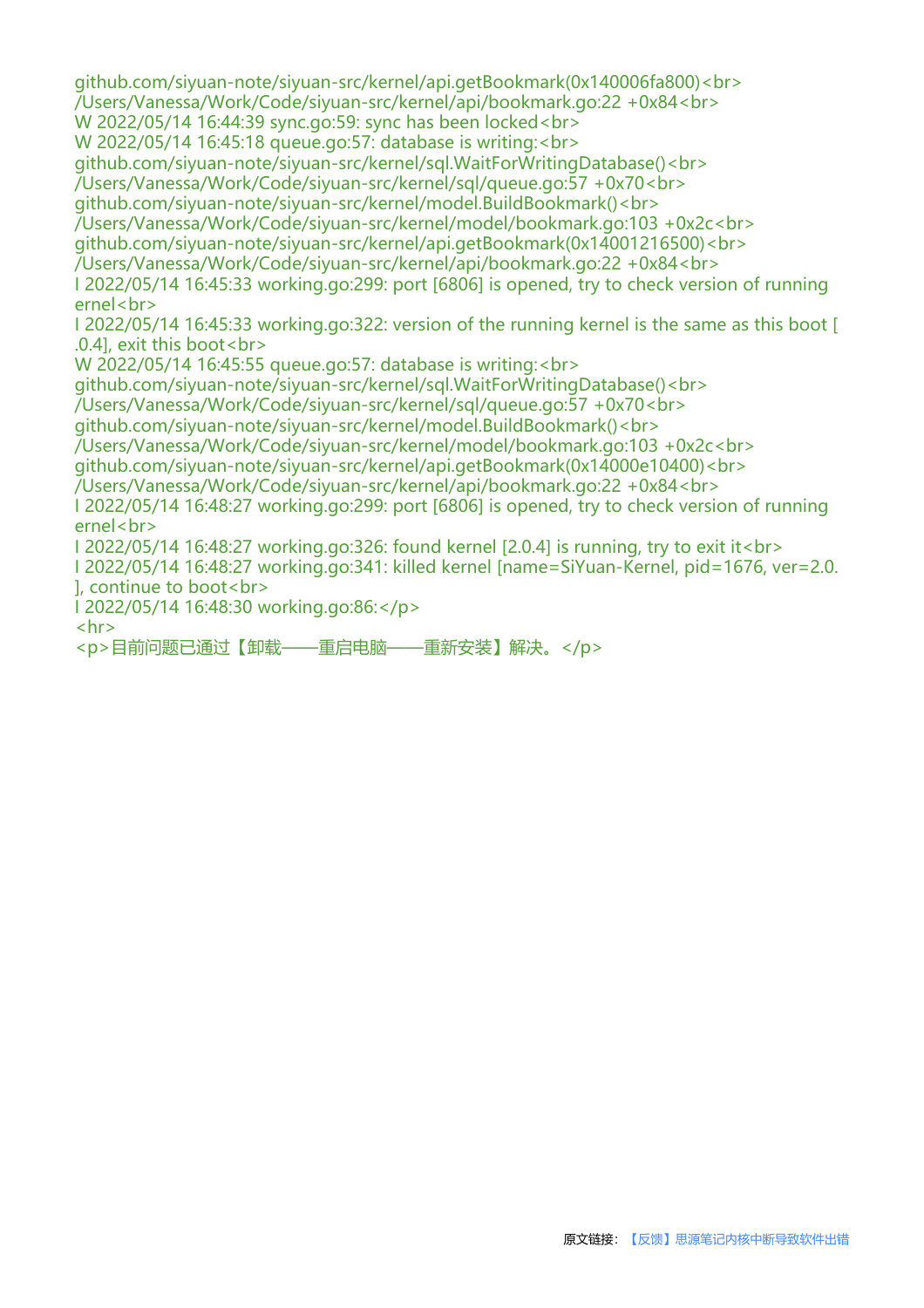github.com/siyuan-note/siyuan-src/kernel/api.getBookmark(0x140006fa800)<br>
/Users/Vanessa/Work/Code/siyuan-src/kernel/api/bookmark.go:22 +0x84<br>
W 2022/05/14 16:44:39 sync.go:59: sync has been locked<br>
W 2022/05/14 16:45:18 queue.go:57: database is writing:<br>
github.com/siyuan-note/siyuan-src/kernel/sql.WaitForWritingDatabase()<br>
/Users/Vanessa/Work/Code/siyuan-src/kernel/sql/queue.go:57 +0x70<br>
github.com/siyuan-note/siyuan-src/kernel/model.BuildBookmark()<br>
/Users/Vanessa/Work/Code/siyuan-src/kernel/model/bookmark.go:103 +0x2c<br>
github.com/siyuan-note/siyuan-src/kernel/api.getBookmark(0x14001216500)<br>
/Users/Vanessa/Work/Code/siyuan-src/kernel/api/bookmark.go:22 +0x84<br>
I 2022/05/14 16:45:33 working.go:299: port [6806] is opened, try to check version of running
ernel<br>
I 2022/05/14 16:45:33 working.go:322: version of the running kernel is the same as this boot [
.0.4], exit this boot<br>
W 2022/05/14 16:45:55 queue.go:57: database is writing:<br>
github.com/siyuan-note/siyuan-src/kernel/sql.WaitForWritingDatabase()<br>
/Users/Vanessa/Work/Code/siyuan-src/kernel/sql/queue.go:57 +0x70<br>
github.com/siyuan-note/siyuan-src/kernel/model.BuildBookmark()<br>
/Users/Vanessa/Work/Code/siyuan-src/kernel/model/bookmark.go:103 +0x2c<br>
github.com/siyuan-note/siyuan-src/kernel/api.getBookmark(0x14000e10400)<br>
/Users/Vanessa/Work/Code/siyuan-src/kernel/api/bookmark.go:22 +0x84<br>
I 2022/05/14 16:48:27 working.go:299: port [6806] is opened, try to check version of running
ernel<br>
I 2022/05/14 16:48:27 working.go:326: found kernel [2.0.4] is running, try to exit it<br>
I 2022/05/14 16:48:27 working.go:341: killed kernel [name=SiYuan-Kernel, pid=1676, ver=2.0.
], continue to boot<br>
I 2022/05/14 16:48:30 working.go:86:</p>
<hr>
<p>目前问题已通过【卸载——重启电脑——重新安装】解决。</p>

原文链接：【反馈】思源笔记内核中断导致软件出错